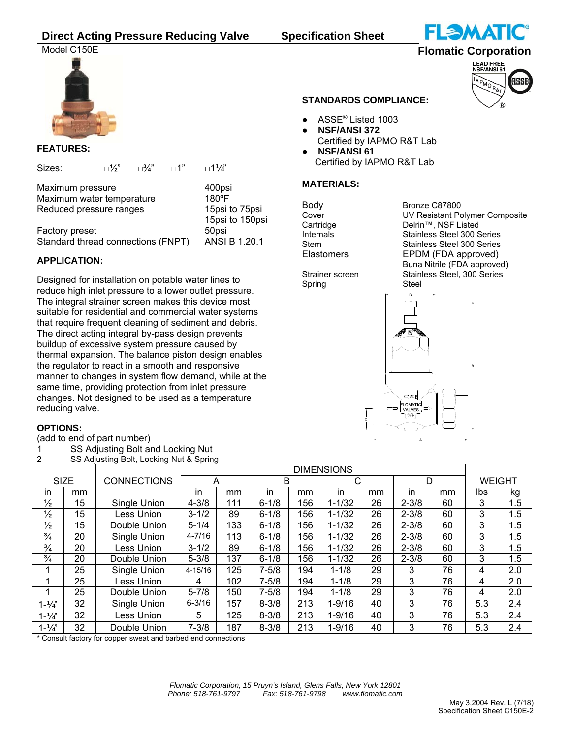# Direct Acting Pressure Reducing Valve — Specification Sheet

Model C150E

**Flomatic Corporation**

LEAD FREE NSF/ANSI 61

### FEATURES:

Sizes: □½" □¾" □1" □1¼"

| | |
|---|---|
| Maximum pressure | 400psi |
| Maximum water temperature | 180ºF |
| Reduced pressure ranges | 15psi to 75psi |
| | 15psi to 150psi |
| Factory preset | 50psi |
| Standard thread connections (FNPT) | ANSI B 1.20.1 |

### APPLICATION:

Designed for installation on potable water lines to reduce high inlet pressure to a lower outlet pressure. The integral strainer screen makes this device most suitable for residential and commercial water systems that require frequent cleaning of sediment and debris. The direct acting integral by-pass design prevents buildup of excessive system pressure caused by thermal expansion. The balance piston design enables the regulator to react in a smooth and responsive manner to changes in system flow demand, while at the same time, providing protection from inlet pressure changes. Not designed to be used as a temperature reducing valve.

### OPTIONS:

(add to end of part number)

1 SS Adjusting Bolt and Locking Nut
2 SS Adjusting Bolt, Locking Nut & Spring

### STANDARDS COMPLIANCE:

- ASSE® Listed 1003
- **NSF/ANSI 372**
  Certified by IAPMO R&T Lab
- **NSF/ANSI 61**
  Certified by IAPMO R&T Lab

### MATERIALS:

| | |
|---|---|
| Body | Bronze C87800 |
| Cover | UV Resistant Polymer Composite |
| Cartridge | Delrin™, NSF Listed |
| Internals | Stainless Steel 300 Series |
| Stem | Stainless Steel 300 Series |
| Elastomers | EPDM (FDA approved) |
| | Buna Nitrile (FDA approved) |
| Strainer screen | Stainless Steel, 300 Series |
| Spring | Steel |

| SIZE | | CONNECTIONS | DIMENSIONS | | | | | | | | WEIGHT | |
|---|---|---|---|---|---|---|---|---|---|---|---|---|
| | | | A | | B | | C | | D | | | |
| in | mm | | in | mm | in | mm | in | mm | in | mm | lbs | kg |
| ½ | 15 | Single Union | 4-3/8 | 111 | 6-1/8 | 156 | 1-1/32 | 26 | 2-3/8 | 60 | 3 | 1.5 |
| ½ | 15 | Less Union | 3-1/2 | 89 | 6-1/8 | 156 | 1-1/32 | 26 | 2-3/8 | 60 | 3 | 1.5 |
| ½ | 15 | Double Union | 5-1/4 | 133 | 6-1/8 | 156 | 1-1/32 | 26 | 2-3/8 | 60 | 3 | 1.5 |
| ¾ | 20 | Single Union | 4-7/16 | 113 | 6-1/8 | 156 | 1-1/32 | 26 | 2-3/8 | 60 | 3 | 1.5 |
| ¾ | 20 | Less Union | 3-1/2 | 89 | 6-1/8 | 156 | 1-1/32 | 26 | 2-3/8 | 60 | 3 | 1.5 |
| ¾ | 20 | Double Union | 5-3/8 | 137 | 6-1/8 | 156 | 1-1/32 | 26 | 2-3/8 | 60 | 3 | 1.5 |
| 1 | 25 | Single Union | 4-15/16 | 125 | 7-5/8 | 194 | 1-1/8 | 29 | 3 | 76 | 4 | 2.0 |
| 1 | 25 | Less Union | 4 | 102 | 7-5/8 | 194 | 1-1/8 | 29 | 3 | 76 | 4 | 2.0 |
| 1 | 25 | Double Union | 5-7/8 | 150 | 7-5/8 | 194 | 1-1/8 | 29 | 3 | 76 | 4 | 2.0 |
| 1-¼" | 32 | Single Union | 6-3/16 | 157 | 8-3/8 | 213 | 1-9/16 | 40 | 3 | 76 | 5.3 | 2.4 |
| 1-¼" | 32 | Less Union | 5 | 125 | 8-3/8 | 213 | 1-9/16 | 40 | 3 | 76 | 5.3 | 2.4 |
| 1-¼" | 32 | Double Union | 7-3/8 | 187 | 8-3/8 | 213 | 1-9/16 | 40 | 3 | 76 | 5.3 | 2.4 |

* Consult factory for copper sweat and barbed end connections

*Flomatic Corporation, 15 Pruyn's Island, Glens Falls, New York 12801*
*Phone: 518-761-9797 Fax: 518-761-9798 www.flomatic.com*

May 3,2004 Rev. L (7/18)
Specification Sheet C150E-2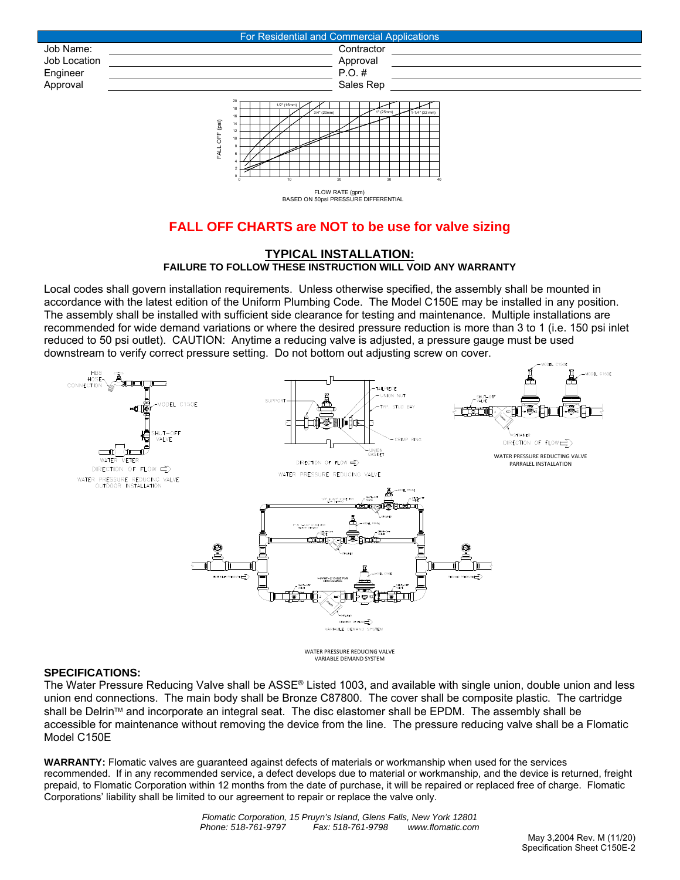For Residential and Commercial Applications

| Job Name: | | Contractor | |
|---|---|---|---|
| Job Location | | Approval | |
| Engineer | | P.O. # | |
| Approval | | Sales Rep | |

FLOW RATE (gpm)
BASED ON 50psi PRESSURE DIFFERENTIAL

**FALL OFF CHARTS are NOT to be use for valve sizing**

## TYPICAL INSTALLATION:

**FAILURE TO FOLLOW THESE INSTRUCTION WILL VOID ANY WARRANTY**

Local codes shall govern installation requirements. Unless otherwise specified, the assembly shall be mounted in accordance with the latest edition of the Uniform Plumbing Code. The Model C150E may be installed in any position. The assembly shall be installed with sufficient side clearance for testing and maintenance. Multiple installations are recommended for wide demand variations or where the desired pressure reduction is more than 3 to 1 (i.e. 150 psi inlet reduced to 50 psi outlet). CAUTION: Anytime a reducing valve is adjusted, a pressure gauge must be used downstream to verify correct pressure setting. Do not bottom out adjusting screw on cover.

WATER PRESSURE REDUCING VALVE OUTDOOR INSTALLATION

WATER PRESSURE REDUCING VALVE

WATER PRESSURE REDUCING VALVE PARRALEL INSTALLATION

WATER PRESSURE REDUCING VALVE VARIABLE DEMAND SYSTEM

### SPECIFICATIONS:

The Water Pressure Reducing Valve shall be ASSE® Listed 1003, and available with single union, double union and less union end connections. The main body shall be Bronze C87800. The cover shall be composite plastic. The cartridge shall be Delrin™ and incorporate an integral seat. The disc elastomer shall be EPDM. The assembly shall be accessible for maintenance without removing the device from the line. The pressure reducing valve shall be a Flomatic Model C150E

**WARRANTY:** Flomatic valves are guaranteed against defects of materials or workmanship when used for the services recommended. If in any recommended service, a defect develops due to material or workmanship, and the device is returned, freight prepaid, to Flomatic Corporation within 12 months from the date of purchase, it will be repaired or replaced free of charge. Flomatic Corporations' liability shall be limited to our agreement to repair or replace the valve only.

*Flomatic Corporation, 15 Pruyn's Island, Glens Falls, New York 12801*
*Phone: 518-761-9797 Fax: 518-761-9798 www.flomatic.com*

May 3,2004 Rev. M (11/20)
Specification Sheet C150E-2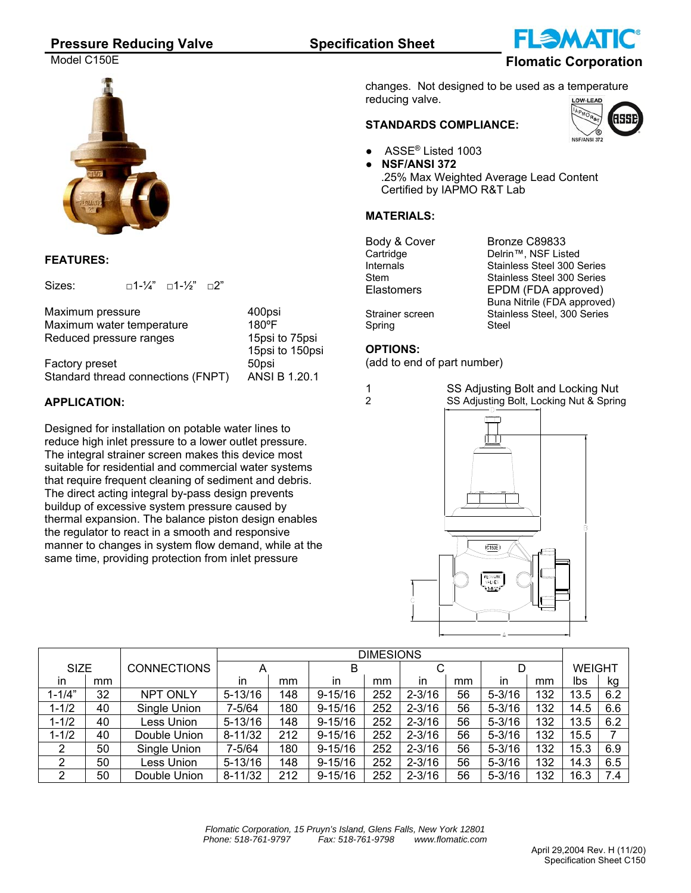## Pressure Reducing Valve — Specification Sheet

Model C150E

**Flomatic Corporation**

### FEATURES:

Sizes: □1-¼" □1-½" □2"

| | |
|---|---|
| Maximum pressure | 400psi |
| Maximum water temperature | 180ºF |
| Reduced pressure ranges | 15psi to 75psi<br>15psi to 150psi |
| Factory preset | 50psi |
| Standard thread connections (FNPT) | ANSI B 1.20.1 |

### APPLICATION:

Designed for installation on potable water lines to reduce high inlet pressure to a lower outlet pressure. The integral strainer screen makes this device most suitable for residential and commercial water systems that require frequent cleaning of sediment and debris. The direct acting integral by-pass design prevents buildup of excessive system pressure caused by thermal expansion. The balance piston design enables the regulator to react in a smooth and responsive manner to changes in system flow demand, while at the same time, providing protection from inlet pressure changes. Not designed to be used as a temperature reducing valve.

### STANDARDS COMPLIANCE:

- ASSE® Listed 1003
- **NSF/ANSI 372**
  .25% Max Weighted Average Lead Content Certified by IAPMO R&T Lab

### MATERIALS:

| | |
|---|---|
| Body & Cover | Bronze C89833 |
| Cartridge | Delrin™, NSF Listed |
| Internals | Stainless Steel 300 Series |
| Stem | Stainless Steel 300 Series |
| Elastomers | EPDM (FDA approved)<br>Buna Nitrile (FDA approved) |
| Strainer screen | Stainless Steel, 300 Series |
| Spring | Steel |

### OPTIONS:

(add to end of part number)

| | |
|---|---|
| 1 | SS Adjusting Bolt and Locking Nut |
| 2 | SS Adjusting Bolt, Locking Nut & Spring |

| SIZE | | CONNECTIONS | DIMESIONS | | | | | | | | WEIGHT | |
|---|---|---|---|---|---|---|---|---|---|---|---|---|
| | | | A | | B | | C | | D | | | |
| in | mm | | in | mm | in | mm | in | mm | in | mm | lbs | kg |
| 1-1/4" | 32 | NPT ONLY | 5-13/16 | 148 | 9-15/16 | 252 | 2-3/16 | 56 | 5-3/16 | 132 | 13.5 | 6.2 |
| 1-1/2 | 40 | Single Union | 7-5/64 | 180 | 9-15/16 | 252 | 2-3/16 | 56 | 5-3/16 | 132 | 14.5 | 6.6 |
| 1-1/2 | 40 | Less Union | 5-13/16 | 148 | 9-15/16 | 252 | 2-3/16 | 56 | 5-3/16 | 132 | 13.5 | 6.2 |
| 1-1/2 | 40 | Double Union | 8-11/32 | 212 | 9-15/16 | 252 | 2-3/16 | 56 | 5-3/16 | 132 | 15.5 | 7 |
| 2 | 50 | Single Union | 7-5/64 | 180 | 9-15/16 | 252 | 2-3/16 | 56 | 5-3/16 | 132 | 15.3 | 6.9 |
| 2 | 50 | Less Union | 5-13/16 | 148 | 9-15/16 | 252 | 2-3/16 | 56 | 5-3/16 | 132 | 14.3 | 6.5 |
| 2 | 50 | Double Union | 8-11/32 | 212 | 9-15/16 | 252 | 2-3/16 | 56 | 5-3/16 | 132 | 16.3 | 7.4 |

*Flomatic Corporation, 15 Pruyn's Island, Glens Falls, New York 12801*
*Phone: 518-761-9797 Fax: 518-761-9798 www.flomatic.com*

April 29,2004 Rev. H (11/20)
Specification Sheet C150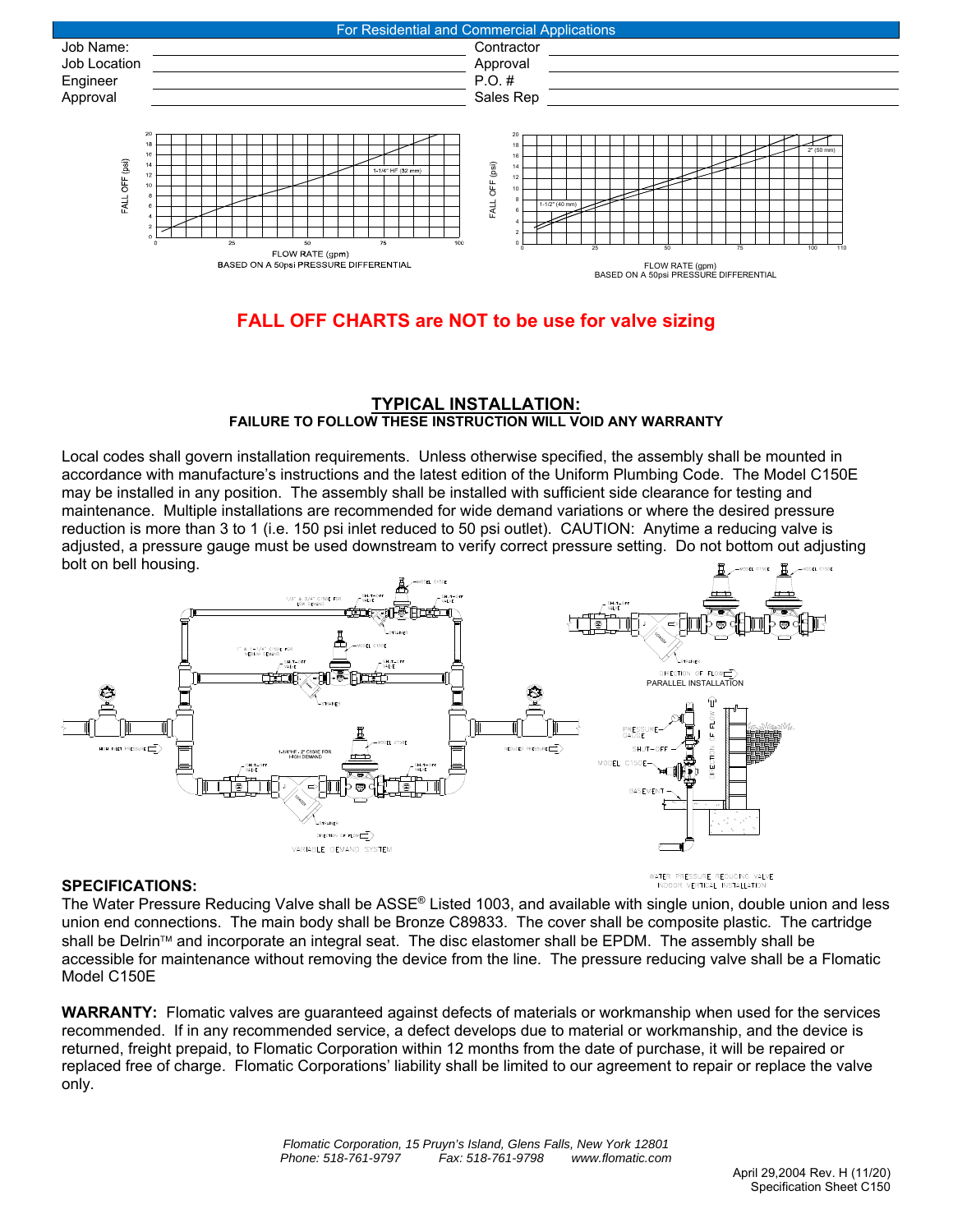For Residential and Commercial Applications

| | | | |
|---|---|---|---|
| Job Name: | | Contractor | |
| Job Location | | Approval | |
| Engineer | | P.O. # | |
| Approval | | Sales Rep | |

FALL OFF (psi)
20
18
16
14
12
10
8
6
4
2
0
0
25
50
75
100
1-1/4" HF (32 mm)
FLOW RATE (gpm)
BASED ON A 50psi PRESSURE DIFFERENTIAL

FALL OFF (psi)
20
18
16
14
12
10
8
6
4
2
0
0
25
50
75
100
110
2" (50 mm)
1-1/2" (40 mm)
FLOW RATE (gpm)
BASED ON A 50psi PRESSURE DIFFERENTIAL

## FALL OFF CHARTS are NOT to be use for valve sizing

## TYPICAL INSTALLATION:

**FAILURE TO FOLLOW THESE INSTRUCTION WILL VOID ANY WARRANTY**

Local codes shall govern installation requirements. Unless otherwise specified, the assembly shall be mounted in accordance with manufacture's instructions and the latest edition of the Uniform Plumbing Code. The Model C150E may be installed in any position. The assembly shall be installed with sufficient side clearance for testing and maintenance. Multiple installations are recommended for wide demand variations or where the desired pressure reduction is more than 3 to 1 (i.e. 150 psi inlet reduced to 50 psi outlet). CAUTION: Anytime a reducing valve is adjusted, a pressure gauge must be used downstream to verify correct pressure setting. Do not bottom out adjusting bolt on bell housing.

MODEL C150E
1/2" & 3/4" C150E FOR LOW DEMAND
SHUT-OFF VALVE
STRAINER
1" & 1-1/4" C150E FOR MEDIUM DEMAND
1-1/4"HF • 2" C150E FOR HIGH DEMAND
MAIN INLET PRESSURE
REDUCED PRESSURE
DIRECTION OF FLOW
VARIABLE DEMAND SYSTEM

PARALLEL INSTALLATION

PRESSURE GAUGE
SHUT-OFF
MODEL C150E
BASEMENT
DIRECTION OF FLOW
WATER PRESSURE REDUCING VALVE INDOOR VERTICAL INSTALLATION

**SPECIFICATIONS:**

The Water Pressure Reducing Valve shall be ASSE® Listed 1003, and available with single union, double union and less union end connections. The main body shall be Bronze C89833. The cover shall be composite plastic. The cartridge shall be Delrin™ and incorporate an integral seat. The disc elastomer shall be EPDM. The assembly shall be accessible for maintenance without removing the device from the line. The pressure reducing valve shall be a Flomatic Model C150E

**WARRANTY:** Flomatic valves are guaranteed against defects of materials or workmanship when used for the services recommended. If in any recommended service, a defect develops due to material or workmanship, and the device is returned, freight prepaid, to Flomatic Corporation within 12 months from the date of purchase, it will be repaired or replaced free of charge. Flomatic Corporations' liability shall be limited to our agreement to repair or replace the valve only.

*Flomatic Corporation, 15 Pruyn's Island, Glens Falls, New York 12801*
*Phone: 518-761-9797 Fax: 518-761-9798 www.flomatic.com*

April 29,2004 Rev. H (11/20)
Specification Sheet C150